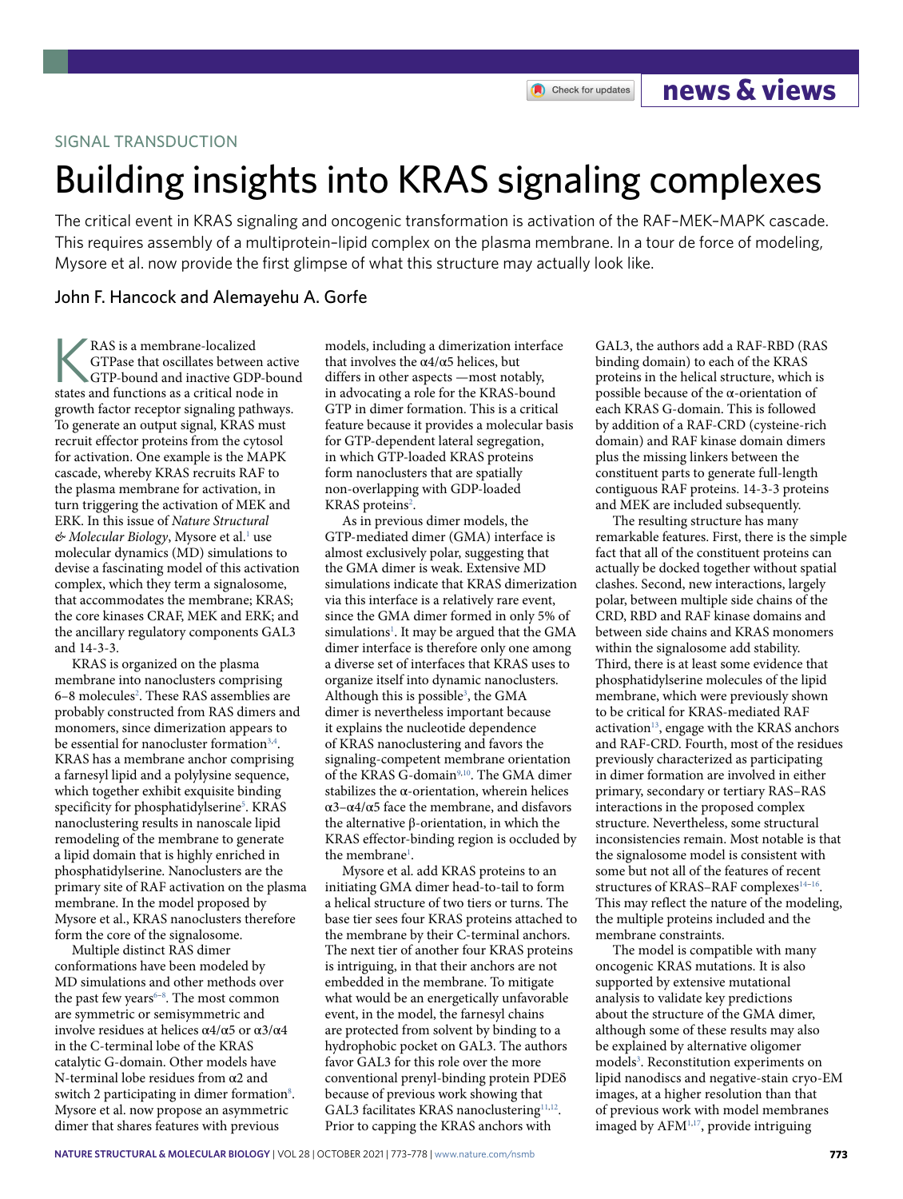SIGNAL TRANSDUCTION

# Building insights into KRAS signaling complexes

The critical event in KRAS signaling and oncogenic transformation is activation of the RAF–MEK–MAPK cascade. This requires assembly of a multiprotein–lipid complex on the plasma membrane. In a tour de force of modeling, Mysore et al. now provide the first glimpse of what this structure may actually look like.

## John F. Hancock and Alemayehu A. Gorfe

KRAS is a membrane-localized GTPase that oscillates between active GTP-bound and inactive GDP-bound states and functions as a critical node in growth factor receptor signaling pathways. To generate an output signal, KRAS must recruit effector proteins from the cytosol for activation. One example is the MAPK cascade, whereby KRAS recruits RAF to the plasma membrane for activation, in turn triggering the activation of MEK and ERK. In this issue of *Nature Structural & Molecular Biology*, Mysore et al.[1] use molecular dynamics (MD) simulations to devise a fascinating model of this activation complex, which they term a signalosome, that accommodates the membrane; KRAS; the core kinases CRAF, MEK and ERK; and the ancillary regulatory components GAL3 and 14-3-3.

KRAS is organized on the plasma membrane into nanoclusters comprising 6–8 molecules[2]. These RAS assemblies are probably constructed from RAS dimers and monomers, since dimerization appears to be essential for nanocluster formation[3,4]. KRAS has a membrane anchor comprising a farnesyl lipid and a polylysine sequence, which together exhibit exquisite binding specificity for phosphatidylserine[5]. KRAS nanoclustering results in nanoscale lipid remodeling of the membrane to generate a lipid domain that is highly enriched in phosphatidylserine. Nanoclusters are the primary site of RAF activation on the plasma membrane. In the model proposed by Mysore et al., KRAS nanoclusters therefore form the core of the signalosome.

Multiple distinct RAS dimer conformations have been modeled by MD simulations and other methods over the past few years[6–8]. The most common are symmetric or semisymmetric and involve residues at helices α4/α5 or α3/α4 in the C-terminal lobe of the KRAS catalytic G-domain. Other models have N-terminal lobe residues from α2 and switch 2 participating in dimer formation[8]. Mysore et al. now propose an asymmetric dimer that shares features with previous models, including a dimerization interface that involves the α4/α5 helices, but differs in other aspects —most notably, in advocating a role for the KRAS-bound GTP in dimer formation. This is a critical feature because it provides a molecular basis for GTP-dependent lateral segregation, in which GTP-loaded KRAS proteins form nanoclusters that are spatially non-overlapping with GDP-loaded KRAS proteins[2].

As in previous dimer models, the GTP-mediated dimer (GMA) interface is almost exclusively polar, suggesting that the GMA dimer is weak. Extensive MD simulations indicate that KRAS dimerization via this interface is a relatively rare event, since the GMA dimer formed in only 5% of simulations[1]. It may be argued that the GMA dimer interface is therefore only one among a diverse set of interfaces that KRAS uses to organize itself into dynamic nanoclusters. Although this is possible[3], the GMA dimer is nevertheless important because it explains the nucleotide dependence of KRAS nanoclustering and favors the signaling-competent membrane orientation of the KRAS G-domain[9,10]. The GMA dimer stabilizes the α-orientation, wherein helices α3–α4/α5 face the membrane, and disfavors the alternative β-orientation, in which the KRAS effector-binding region is occluded by the membrane[1].

Mysore et al. add KRAS proteins to an initiating GMA dimer head-to-tail to form a helical structure of two tiers or turns. The base tier sees four KRAS proteins attached to the membrane by their C-terminal anchors. The next tier of another four KRAS proteins is intriguing, in that their anchors are not embedded in the membrane. To mitigate what would be an energetically unfavorable event, in the model, the farnesyl chains are protected from solvent by binding to a hydrophobic pocket on GAL3. The authors favor GAL3 for this role over the more conventional prenyl-binding protein PDEδ because of previous work showing that GAL3 facilitates KRAS nanoclustering[11,12]. Prior to capping the KRAS anchors with GAL3, the authors add a RAF-RBD (RAS binding domain) to each of the KRAS proteins in the helical structure, which is possible because of the α-orientation of each KRAS G-domain. This is followed by addition of a RAF-CRD (cysteine-rich domain) and RAF kinase domain dimers plus the missing linkers between the constituent parts to generate full-length contiguous RAF proteins. 14-3-3 proteins and MEK are included subsequently.

The resulting structure has many remarkable features. First, there is the simple fact that all of the constituent proteins can actually be docked together without spatial clashes. Second, new interactions, largely polar, between multiple side chains of the CRD, RBD and RAF kinase domains and between side chains and KRAS monomers within the signalosome add stability. Third, there is at least some evidence that phosphatidylserine molecules of the lipid membrane, which were previously shown to be critical for KRAS-mediated RAF activation[13], engage with the KRAS anchors and RAF-CRD. Fourth, most of the residues previously characterized as participating in dimer formation are involved in either primary, secondary or tertiary RAS–RAS interactions in the proposed complex structure. Nevertheless, some structural inconsistencies remain. Most notable is that the signalosome model is consistent with some but not all of the features of recent structures of KRAS–RAF complexes[14–16]. This may reflect the nature of the modeling, the multiple proteins included and the membrane constraints.

The model is compatible with many oncogenic KRAS mutations. It is also supported by extensive mutational analysis to validate key predictions about the structure of the GMA dimer, although some of these results may also be explained by alternative oligomer models[3]. Reconstitution experiments on lipid nanodiscs and negative-stain cryo-EM images, at a higher resolution than that of previous work with model membranes imaged by AFM[1,17], provide intriguing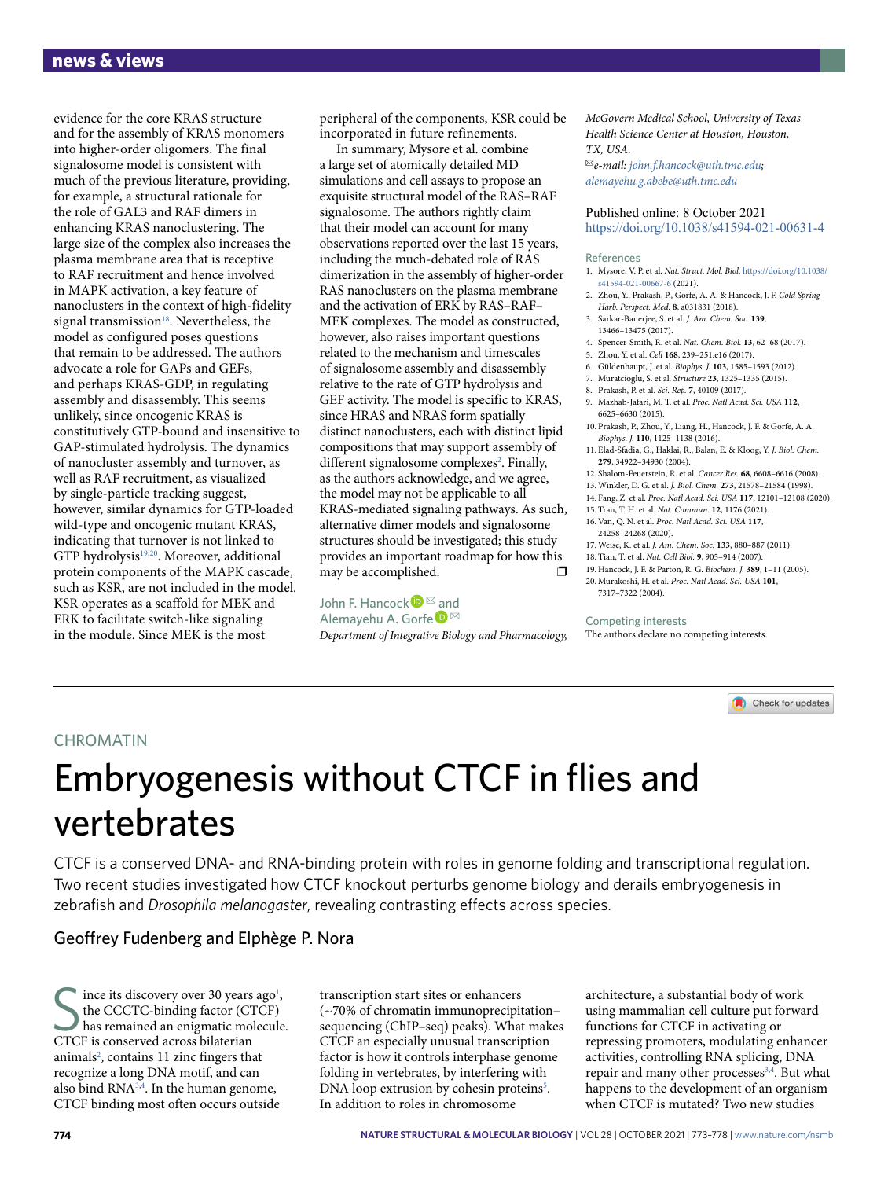evidence for the core KRAS structure and for the assembly of KRAS monomers into higher-order oligomers. The final signalosome model is consistent with much of the previous literature, providing, for example, a structural rationale for the role of GAL3 and RAF dimers in enhancing KRAS nanoclustering. The large size of the complex also increases the plasma membrane area that is receptive to RAF recruitment and hence involved in MAPK activation, a key feature of nanoclusters in the context of high-fidelity signal transmission[18]. Nevertheless, the model as configured poses questions that remain to be addressed. The authors advocate a role for GAPs and GEFs, and perhaps KRAS-GDP, in regulating assembly and disassembly. This seems unlikely, since oncogenic KRAS is constitutively GTP-bound and insensitive to GAP-stimulated hydrolysis. The dynamics of nanocluster assembly and turnover, as well as RAF recruitment, as visualized by single-particle tracking suggest, however, similar dynamics for GTP-loaded wild-type and oncogenic mutant KRAS, indicating that turnover is not linked to GTP hydrolysis[19,20]. Moreover, additional protein components of the MAPK cascade, such as KSR, are not included in the model. KSR operates as a scaffold for MEK and ERK to facilitate switch-like signaling in the module. Since MEK is the most peripheral of the components, KSR could be incorporated in future refinements.

In summary, Mysore et al. combine a large set of atomically detailed MD simulations and cell assays to propose an exquisite structural model of the RAS–RAF signalosome. The authors rightly claim that their model can account for many observations reported over the last 15 years, including the much-debated role of RAS dimerization in the assembly of higher-order RAS nanoclusters on the plasma membrane and the activation of ERK by RAS–RAF–MEK complexes. The model as constructed, however, also raises important questions related to the mechanism and timescales of signalosome assembly and disassembly relative to the rate of GTP hydrolysis and GEF activity. The model is specific to KRAS, since HRAS and NRAS form spatially distinct nanoclusters, each with distinct lipid compositions that may support assembly of different signalosome complexes[2]. Finally, as the authors acknowledge, and we agree, the model may not be applicable to all KRAS-mediated signaling pathways. As such, alternative dimer models and signalosome structures should be investigated; this study provides an important roadmap for how this may be accomplished. ❐

John F. Hancock ✉ and Alemayehu A. Gorfe ✉

*Department of Integrative Biology and Pharmacology, McGovern Medical School, University of Texas Health Science Center at Houston, Houston, TX, USA.*

✉*e-mail: john.f.hancock@uth.tmc.edu; alemayehu.g.abebe@uth.tmc.edu*

Published online: 8 October 2021
https://doi.org/10.1038/s41594-021-00631-4

### References

1. Mysore, V. P. et al. *Nat. Struct. Mol. Biol.* https://doi.org/10.1038/s41594-021-00667-6 (2021).
2. Zhou, Y., Prakash, P., Gorfe, A. A. & Hancock, J. F. *Cold Spring Harb. Perspect. Med.* **8**, a031831 (2018).
3. Sarkar-Banerjee, S. et al. *J. Am. Chem. Soc.* **139**, 13466–13475 (2017).
4. Spencer-Smith, R. et al. *Nat. Chem. Biol.* **13**, 62–68 (2017).
5. Zhou, Y. et al. *Cell* **168**, 239–251.e16 (2017).
6. Güldenhaupt, J. et al. *Biophys. J.* **103**, 1585–1593 (2012).
7. Muratcioglu, S. et al. *Structure* **23**, 1325–1335 (2015).
8. Prakash, P. et al. *Sci. Rep.* **7**, 40109 (2017).
9. Mazhab-Jafari, M. T. et al. *Proc. Natl Acad. Sci. USA* **112**, 6625–6630 (2015).
10. Prakash, P., Zhou, Y., Liang, H., Hancock, J. F. & Gorfe, A. A. *Biophys. J.* **110**, 1125–1138 (2016).
11. Elad-Sfadia, G., Haklai, R., Balan, E. & Kloog, Y. *J. Biol. Chem.* **279**, 34922–34930 (2004).
12. Shalom-Feuerstein, R. et al. *Cancer Res.* **68**, 6608–6616 (2008).
13. Winkler, D. G. et al. *J. Biol. Chem.* **273**, 21578–21584 (1998).
14. Fang, Z. et al. *Proc. Natl Acad. Sci. USA* **117**, 12101–12108 (2020).
15. Tran, T. H. et al. *Nat. Commun.* **12**, 1176 (2021).
16. Van, Q. N. et al. *Proc. Natl Acad. Sci. USA* **117**, 24258–24268 (2020).
17. Weise, K. et al. *J. Am. Chem. Soc.* **133**, 880–887 (2011).
18. Tian, T. et al. *Nat. Cell Biol.* **9**, 905–914 (2007).
19. Hancock, J. F. & Parton, R. G. *Biochem. J.* **389**, 1–11 (2005).
20. Murakoshi, H. et al. *Proc. Natl Acad. Sci. USA* **101**, 7317–7322 (2004).

### Competing interests

The authors declare no competing interests.

---

CHROMATIN

# Embryogenesis without CTCF in flies and vertebrates

CTCF is a conserved DNA- and RNA-binding protein with roles in genome folding and transcriptional regulation. Two recent studies investigated how CTCF knockout perturbs genome biology and derails embryogenesis in zebrafish and *Drosophila melanogaster*, revealing contrasting effects across species.

## Geoffrey Fudenberg and Elphège P. Nora

Since its discovery over 30 years ago[1], the CCCTC-binding factor (CTCF) has remained an enigmatic molecule. CTCF is conserved across bilaterian animals[2], contains 11 zinc fingers that recognize a long DNA motif, and can also bind RNA[3,4]. In the human genome, CTCF binding most often occurs outside transcription start sites or enhancers (~70% of chromatin immunoprecipitation–sequencing (ChIP–seq) peaks). What makes CTCF an especially unusual transcription factor is how it controls interphase genome folding in vertebrates, by interfering with DNA loop extrusion by cohesin proteins[5]. In addition to roles in chromosome architecture, a substantial body of work using mammalian cell culture put forward functions for CTCF in activating or repressing promoters, modulating enhancer activities, controlling RNA splicing, DNA repair and many other processes[3,4]. But what happens to the development of an organism when CTCF is mutated? Two new studies